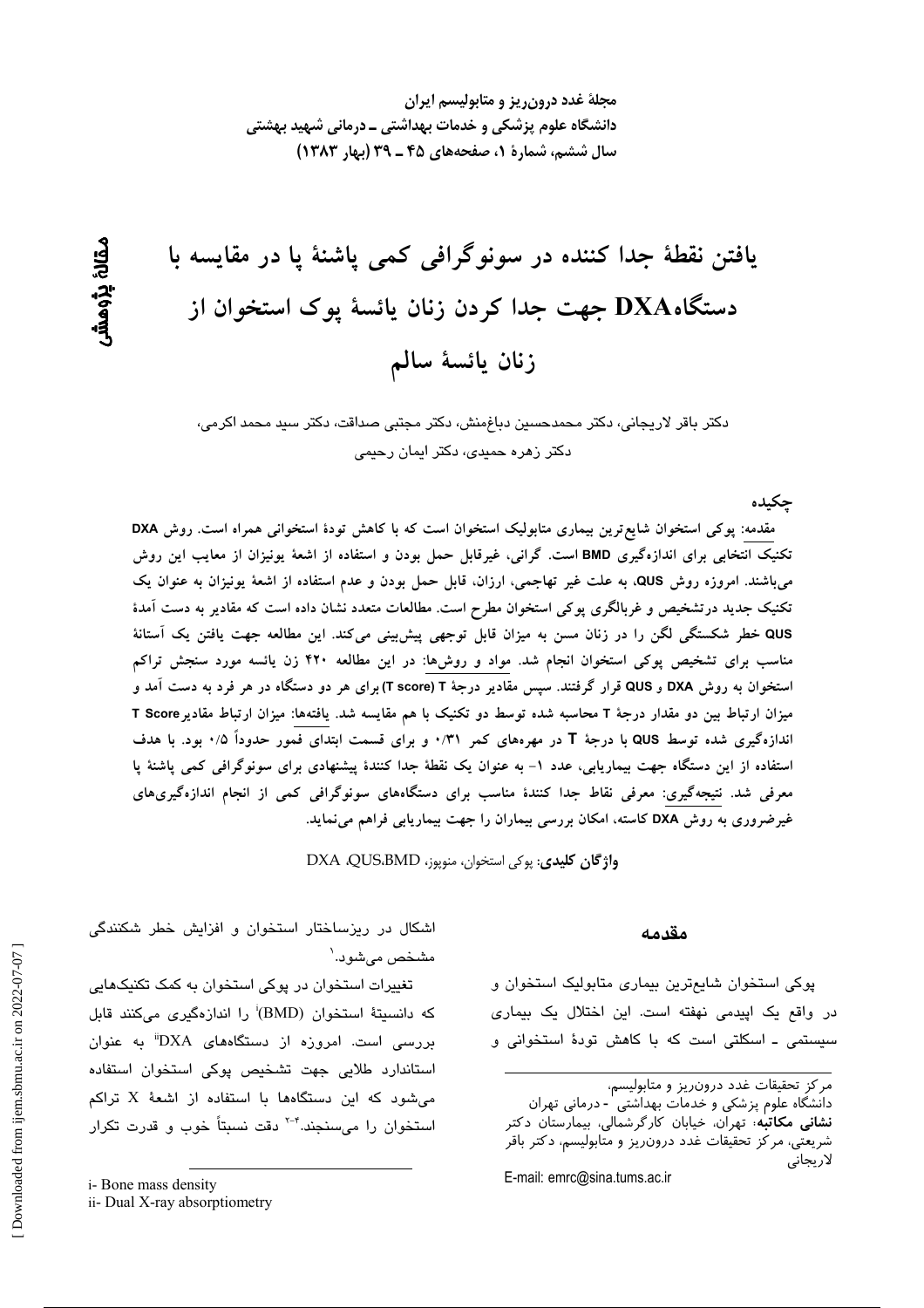مجلهٔ غدد درون‌ریز و متابولیسم ایران
دانشگاه علوم پزشکی و خدمات بهداشتی ـ درمانی شهید بهشتی
سال ششم، شمارهٔ ۱، صفحه‌های ۴۵ ـ ۳۹ (بهار ۱۳۸۳)

مقالهٔ پژوهشی

# یافتن نقطهٔ جدا کننده در سونوگرافی کمی پاشنهٔ پا در مقایسه با دستگاه DXA جهت جدا کردن زنان یائسهٔ پوک استخوان از زنان یائسهٔ سالم

دکتر باقر لاریجانی، دکتر محمدحسین دباغ‌منش، دکتر مجتبی صداقت، دکتر سید محمد اکرمی، دکتر زهره حمیدی، دکتر ایمان رحیمی

## چکیده

مقدمه: پوکی استخوان شایع‌ترین بیماری متابولیک استخوان است که با کاهش تودهٔ استخوانی همراه است. روش DXA تکنیک انتخابی برای اندازه‌گیری BMD است. گرانی، غیرقابل حمل بودن و استفاده از اشعهٔ یونیزان از معایب این روش می‌باشند. امروزه روش QUS، به علت غیر تهاجمی، ارزان، قابل حمل بودن و عدم استفاده از اشعهٔ یونیزان به عنوان یک تکنیک جدید درتشخیص و غربالگری پوکی استخوان مطرح است. مطالعات متعدد نشان داده است که مقادیر به دست آمدهٔ QUS خطر شکستگی لگن را در زنان مسن به میزان قابل توجهی پیش‌بینی می‌کند. این مطالعه جهت یافتن یک آستانهٔ مناسب برای تشخیص پوکی استخوان انجام شد. مواد و روش‌ها: در این مطالعه ۴۲۰ زن یائسه مورد سنجش تراکم استخوان به روش DXA و QUS قرار گرفتند. سپس مقادیر درجهٔ T (T score) برای هر دو دستگاه در هر فرد به دست آمد و میزان ارتباط بین دو مقدار درجهٔ T محاسبه شده توسط دو تکنیک با هم مقایسه شد. یافته‌ها: میزان ارتباط مقادیر T Score اندازه‌گیری شده توسط QUS با درجهٔ T در مهره‌های کمر ۰/۳۱ و برای قسمت ابتدای فمور حدوداً ۰/۵ بود. با هدف استفاده از این دستگاه جهت بیماریابی، عدد ۱- به عنوان یک نقطهٔ جدا کنندهٔ پیشنهادی برای سونوگرافی کمی پاشنهٔ پا معرفی شد. نتیجه‌گیری: معرفی نقاط جدا کنندهٔ مناسب برای دستگاه‌های سونوگرافی کمی از انجام اندازه‌گیری‌های غیرضروری به روش DXA کاسته، امکان بررسی بیماران را جهت بیماریابی فراهم می‌نماید.

**واژگان کلیدی**: پوکی استخوان، منوپوز، BMD، QUS، DXA

## مقدمه

پوکی استخوان شایع‌ترین بیماری متابولیک استخوان و در واقع یک اپیدمی نهفته است. این اختلال یک بیماری سیستمی ـ اسکلتی است که با کاهش تودهٔ استخوانی و اشکال در ریزساختار استخوان و افزایش خطر شکنندگی مشخص می‌شود.[1]

تغییرات استخوان در پوکی استخوان به کمک تکنیک‌هایی که دانسیتهٔ استخوان (BMD)[i] را اندازه‌گیری می‌کنند قابل بررسی است. امروزه از دستگاه‌های DXA[ii] به عنوان استاندارد طلایی جهت تشخیص پوکی استخوان استفاده می‌شود که این دستگاه‌ها با استفاده از اشعهٔ X تراکم استخوان را می‌سنجند.[2-4] دقت نسبتاً خوب و قدرت تکرار

---

مرکز تحقیقات غدد درون‌ریز و متابولیسم،
دانشگاه علوم پزشکی و خدمات بهداشتی - درمانی تهران
**نشانی مکاتبه**: تهران، خیابان کارگرشمالی، بیمارستان دکتر شریعتی، مرکز تحقیقات غدد درون‌ریز و متابولیسم، دکتر باقر لاریجانی
E-mail: emrc@sina.tums.ac.ir

i- Bone mass density
ii- Dual X-ray absorptiometry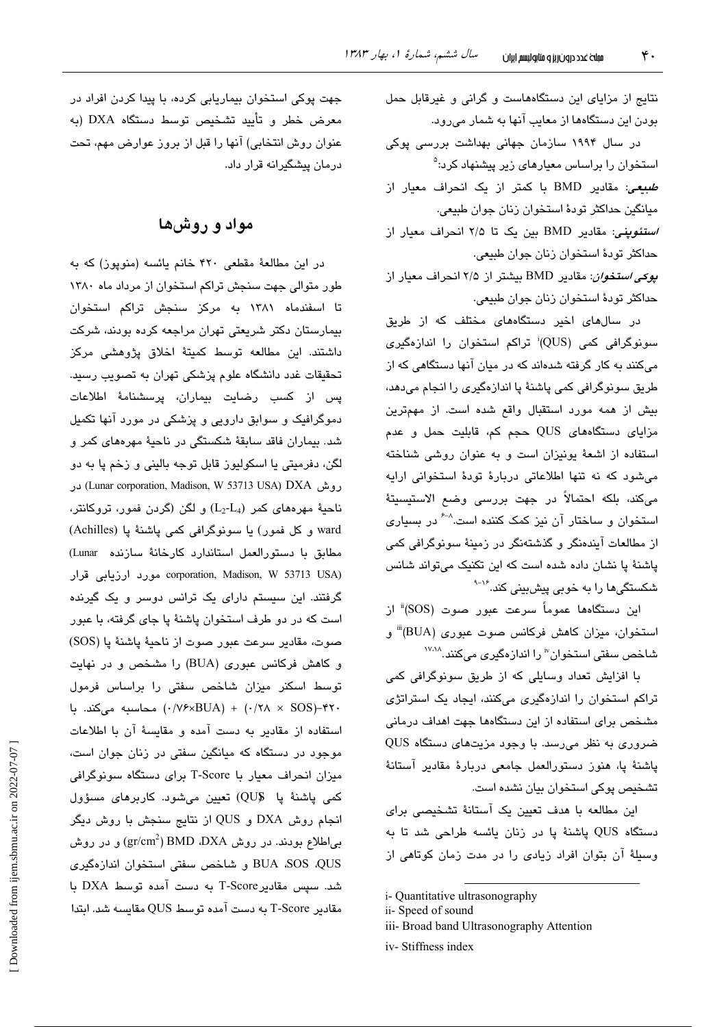نتایج از مزایای این دستگاه‌هاست و گرانی و غیرقابل حمل بودن این دستگاه‌ها از معایب آنها به شمار می‌رود.

در سال ۱۹۹۴ سازمان جهانی بهداشت بررسی پوکی استخوان را براساس معیارهای زیر پیشنهاد کرد:[۵]

*طبیعی*: مقادیر BMD با کمتر از یک انحراف معیار از میانگین حداکثر تودهٔ استخوان زنان جوان طبیعی.

*استئوپنی*: مقادیر BMD بین یک تا ۲/۵ انحراف معیار از حداکثر تودهٔ استخوان زنان جوان طبیعی.

*پوکی استخوان*: مقادیر BMD بیشتر از ۲/۵ انحراف معیار از حداکثر تودهٔ استخوان زنان جوان طبیعی.

در سال‌های اخیر دستگاه‌های مختلف که از طریق سونوگرافی کمی (QUS)[i] تراکم استخوان را اندازه‌گیری می‌کنند به کار گرفته شده‌اند که در میان آنها دستگاهی که از طریق سونوگرافی کمی پاشنهٔ پا اندازه‌گیری را انجام می‌دهد، بیش از همه مورد استقبال واقع شده است. از مهم‌ترین مزایای دستگاه‌های QUS حجم کم، قابلیت حمل و عدم استفاده از اشعهٔ یونیزان است و به عنوان روشی شناخته می‌شود که نه تنها اطلاعاتی دربارهٔ تودهٔ استخوانی ارایه می‌کند، بلکه احتمالاً در جهت بررسی وضع الاستیسیتهٔ استخوان و ساختار آن نیز کمک کننده است.[۸-۶] در بسیاری از مطالعات آینده‌نگر و گذشته‌نگر در زمینهٔ سونوگرافی کمی پاشنهٔ پا نشان داده شده است که این تکنیک می‌تواند شانس شکستگی‌ها را به خوبی پیش‌بینی کند.[۱۶-۹]

این دستگاه‌ها عموماً سرعت عبور صوت (SOS)[ii] از استخوان، میزان کاهش فرکانس صوت عبوری (BUA)[iii] و شاخص سفتی استخوان[iv] را اندازه‌گیری می‌کنند.[۱۷،۱۸]

با افزایش تعداد وسایلی که از طریق سونوگرافی کمی تراکم استخوان را اندازه‌گیری می‌کنند، ایجاد یک استراتژی مشخص برای استفاده از این دستگاه‌ها جهت اهداف درمانی ضروری به نظر می‌رسد. با وجود مزیت‌های دستگاه QUS پاشنهٔ پا، هنوز دستورالعمل جامعی دربارهٔ مقادیر آستانهٔ تشخیص پوکی استخوان بیان نشده است.

این مطالعه با هدف تعیین یک آستانهٔ تشخیصی برای دستگاه QUS پاشنهٔ پا در زنان یائسه طراحی شد تا به وسیلهٔ آن بتوان افراد زیادی را در مدت زمان کوتاهی از جهت پوکی استخوان بیماریابی کرده، با پیدا کردن افراد در معرض خطر و تأیید تشخیص توسط دستگاه DXA (به عنوان روش انتخابی) آنها را قبل از بروز عوارض مهم، تحت درمان پیشگیرانه قرار داد.

## مواد و روش‌ها

در این مطالعهٔ مقطعی ۴۲۰ خانم یائسه (منوپوز) که به طور متوالی جهت سنجش تراکم استخوان از مرداد ماه ۱۳۸۰ تا اسفندماه ۱۳۸۱ به مرکز سنجش تراکم استخوان بیمارستان دکتر شریعتی تهران مراجعه کرده بودند، شرکت داشتند. این مطالعه توسط کمیتهٔ اخلاق پژوهشی مرکز تحقیقات غدد دانشگاه علوم پزشکی تهران به تصویب رسید. پس از کسب رضایت بیماران، پرسشنامهٔ اطلاعات دموگرافیک و سوابق دارویی و پزشکی در مورد آنها تکمیل شد. بیماران فاقد سابقهٔ شکستگی در ناحیهٔ مهره‌های کمر و لگن، دفرمیتی یا اسکولیوز قابل توجه بالینی و زخم پا به دو روش DXA (Lunar corporation, Madison, W 53713 USA) در ناحیهٔ مهره‌های کمر ($L_2$-$L_4$) و لگن (گردن فمور، تروکانتر، ward و کل فمور) یا سونوگرافی کمی پاشنهٔ پا (Achilles) مطابق با دستورالعمل استاندارد کارخانهٔ سازنده (Lunar corporation, Madison, W 53713 USA) مورد ارزیابی قرار گرفتند. این سیستم دارای یک ترانس دوسر و یک گیرنده است که در دو طرف استخوان پاشنهٔ پا جای گرفته، با عبور صوت، مقادیر سرعت عبور صوت از ناحیهٔ پاشنهٔ پا (SOS) و کاهش فرکانس عبوری (BUA) را مشخص و در نهایت توسط اسکنر میزان شاخص سفتی را براساس فرمول ۴۲۰–(۰/۷۶×BUA) + (۰/۲۸ × SOS) محاسبه می‌کند. با استفاده از مقادیر به دست آمده و مقایسهٔ آن با اطلاعات موجود در دستگاه که میانگین سفتی در زنان جوان است، میزان انحراف معیار با T-Score برای دستگاه سونوگرافی کمی پاشنهٔ پا (QUS) تعیین می‌شود. کاربرهای مسؤول انجام روش DXA و QUS از نتایج سنجش با روش دیگر بی‌اطلاع بودند. در روش DXA، BMD ($gr/cm^2$) و در روش QUS، SOS، BUA و شاخص سفتی استخوان اندازه‌گیری شد. سپس مقادیر T-Score به دست آمده توسط DXA با مقادیر T-Score به دست آمده توسط QUS مقایسه شد. ابتدا

---

i- Quantitative ultrasonography

ii- Speed of sound

iii- Broad band Ultrasonography Attention

iv- Stiffness index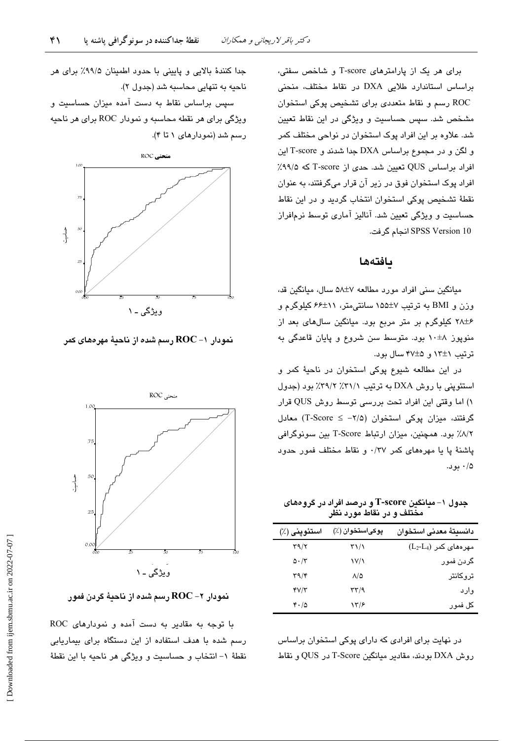برای هر یک از پارامترهای T-score و شاخص سفتی، براساس استاندارد طلایی DXA در نقاط مختلف، منحنی ROC رسم و نقاط متعددی برای تشخیص پوکی استخوان مشخص شد. سپس حساسیت و ویژگی در این نقاط تعیین شد. علاوه بر این افراد پوک استخوان در نواحی مختلف کمر و لگن و در مجموع براساس DXA جدا شدند و T-score این افراد براساس QUS تعیین شد. حدی از T-score که ۹۹/۵٪ افراد پوک استخوان فوق در زیر آن قرار می‌گرفتند، به عنوان نقطهٔ تشخیص پوکی استخوان انتخاب گردید و در این نقاط حساسیت و ویژگی تعیین شد. آنالیز آماری توسط نرم‌افزار SPSS Version 10 انجام گرفت.

## یافته‌ها

میانگین سنی افراد مورد مطالعه ۷±۵۸ سال، میانگین قد، وزن و BMI به ترتیب ۷±۱۵۵ سانتی‌متر، ۱۱±۶۶ کیلوگرم و ۶±۲۸ کیلوگرم بر متر مربع بود. میانگین سال‌های بعد از منوپوز ۸±۱۰ بود. متوسط سن شروع و پایان قاعدگی به ترتیب ۱±۱۳ و ۵±۴۷ سال بود.

در این مطالعه شیوع پوکی استخوان در ناحیهٔ کمر و استئوپنی با روش DXA به ترتیب ۳۱/۱٪ ۳۹/۲٪ بود (جدول ۱) اما وقتی این افراد تحت بررسی توسط روش QUS قرار گرفتند، میزان پوکی استخوان (T-Score ≤ −۲/۵) معادل ۸/۲٪ بود. همچنین، میزان ارتباط T-Score بین سونوگرافی پاشنهٔ پا یا مهره‌های کمر ۰/۳۷ و نقاط مختلف فمور حدود ۰/۵ بود.

**جدول ۱- میانگین T-score و درصد افراد در گروه‌های مختلف و در نقاط مورد نظر**

| دانسیتهٔ معدنی استخوان | پوکی‌استخوان (٪) | استئوپنی (٪) |
|---|---|---|
| مهره‌های کمر ($L_2$-$L_4$) | ۳۱/۱ | ۳۹/۲ |
| گردن فمور | ۱۷/۱ | ۵۰/۳ |
| تروکانتر | ۸/۵ | ۳۹/۴ |
| وارد | ۳۳/۹ | ۴۷/۳ |
| کل فمور | ۱۳/۶ | ۴۰/۵ |

در نهایت برای افرادی که دارای پوکی استخوان براساس روش DXA بودند، مقادیر میانگین T-Score در QUS و نقاط جدا کنندهٔ بالایی و پایینی با حدود اطمینان ۹۹/۵٪ برای هر ناحیه به تنهایی محاسبه شد (جدول ۲).

سپس براساس نقاط به دست آمده میزان حساسیت و ویژگی برای هر نقطه محاسبه و نمودار ROC برای هر ناحیه رسم شد (نمودارهای ۱ تا ۴).

**نمودار ۱- ROC رسم شده از ناحیهٔ مهره‌های کمر**

**نمودار ۲- ROC رسم شده از ناحیهٔ گردن فمور**

با توجه به مقادیر به دست آمده و نمودارهای ROC رسم شده با هدف استفاده از این دستگاه برای بیماریابی نقطهٔ ۱- انتخاب و حساسیت و ویژگی هر ناحیه با این نقطهٔ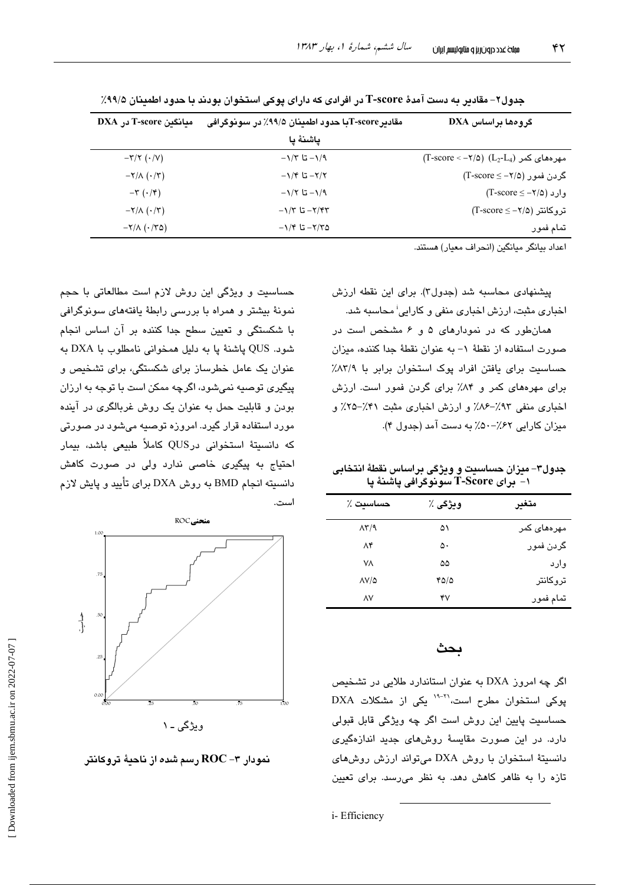جدول۲- مقادیر به دست آمدهٔ T-score در افرادی که دارای پوکی استخوان بودند با حدود اطمینان ۹۹/۵٪

| گروه‌ها براساس DXA | مقادیرT-scoreبا حدود اطمینان ۹۹/۵٪ در سونوگرافی پاشنهٔ پا | میانگین T-score در DXA |
|---|---|---|
| مهره‌های کمر ($L_2$-$L_4$) (T-score < -۲/۵) | -۱/۹ تا -۱/۳ | -۳/۲ (۰/۷) |
| گردن فمور (T-score ≤ -۲/۵) | -۲/۲ تا -۱/۴ | -۲/۸ (۰/۳) |
| وارد (T-score ≤ -۲/۵) | -۱/۹ تا -۱/۲ | -۳ (۰/۴) |
| تروکانتر (T-score ≤ -۲/۵) | -۲/۴۳ تا -۱/۳ | -۲/۸ (۰/۳) |
| تمام فمور | -۲/۳۵ تا -۱/۴ | -۲/۸ (۰/۳۵) |

اعداد بیانگر میانگین (انحراف معیار) هستند.

پیشنهادی محاسبه شد (جدول۳). برای این نقطه ارزش اخباری مثبت، ارزش اخباری منفی و کارایی[i] محاسبه شد.

همان‌طور که در نمودارهای ۵ و ۶ مشخص است در صورت استفاده از نقطهٔ ۱- به عنوان نقطهٔ جدا کننده، میزان حساسیت برای یافتن افراد پوک استخوان برابر با ۸۳/۹٪ برای مهره‌های کمر و ۸۴٪ برای گردن فمور است. ارزش اخباری منفی ۹۳٪-۸۶٪ و ارزش اخباری مثبت ۴۱٪-۲۵٪ و میزان کارایی ۶۲٪-۵۰٪ به دست آمد (جدول ۴).

جدول۳- میزان حساسیت و ویژگی براساس نقطهٔ انتخابی ۱- برای T-Score سونوگرافی پاشنهٔ پا

| متغیر | ویژگی ٪ | حساسیت ٪ |
|---|---|---|
| مهره‌های کمر | ۵۱ | ۸۳/۹ |
| گردن فمور | ۵۰ | ۸۴ |
| وارد | ۵۵ | ۷۸ |
| تروکانتر | ۴۵/۵ | ۸۷/۵ |
| تمام فمور | ۴۷ | ۸۷ |

## بحث

اگر چه امروز DXA به عنوان استاندارد طلایی در تشخیص پوکی استخوان مطرح است،[۱۹-۲۱] یکی از مشکلات DXA حساسیت پایین این روش است اگر چه ویژگی قابل قبولی دارد. در این صورت مقایسهٔ روش‌های جدید اندازه‌گیری دانسیتهٔ استخوان با روش DXA می‌تواند ارزش روش‌های تازه را به ظاهر کاهش دهد. به نظر می‌رسد. برای تعیین حساسیت و ویژگی این روش لازم است مطالعاتی با حجم نمونهٔ بیشتر و همراه با بررسی رابطهٔ یافته‌های سونوگرافی با شکستگی و تعیین سطح جدا کننده بر آن اساس انجام شود. QUS پاشنهٔ پا به دلیل همخوانی نامطلوب با DXA به عنوان یک عامل خطرساز برای شکستگی، برای تشخیص و پیگیری توصیه نمی‌شود، اگرچه ممکن است با توجه به ارزان بودن و قابلیت حمل به عنوان یک روش غربالگری در آینده مورد استفاده قرار گیرد. امروزه توصیه می‌شود در صورتی که دانسیتهٔ استخوانی درQUS کاملاً طبیعی باشد، بیمار احتیاج به پیگیری خاصی ندارد ولی در صورت کاهش دانسیته انجام BMD به روش DXA برای تأیید و پایش لازم است.

نمودار ۳- ROC رسم شده از ناحیهٔ تروکانتر

i- Efficiency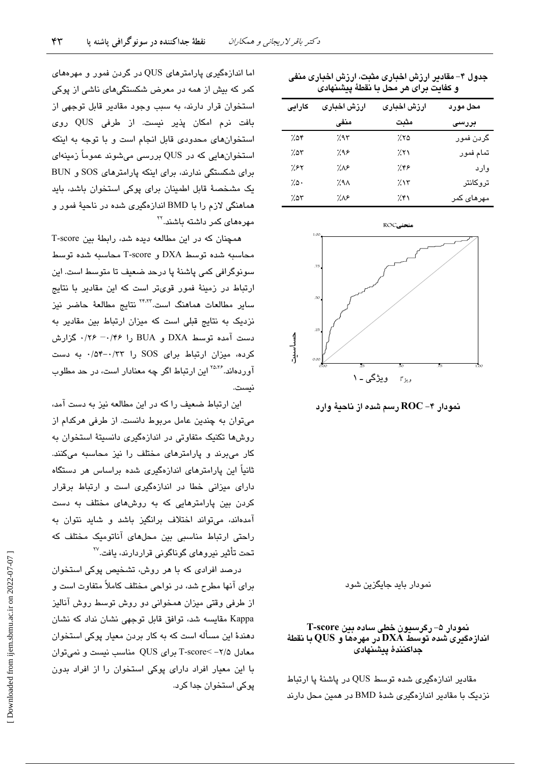جدول ۴- مقادیر ارزش اخباری مثبت، ارزش اخباری منفی و کفایت برای هر محل با نقطهٔ پیشنهادی

| محل مورد بررسی | ارزش اخباری مثبت | ارزش اخباری منفی | کارایی |
|---|---|---|---|
| گردن فمور | ٪۲۵ | ٪۹۳ | ٪۵۴ |
| تمام فمور | ٪۲۱ | ٪۹۶ | ٪۵۳ |
| وارد | ٪۴۶ | ٪۸۶ | ٪۶۲ |
| تروکانتر | ٪۱۳ | ٪۹۸ | ٪۵۰ |
| مهره‌های کمر | ٪۴۱ | ٪۸۶ | ٪۵۳ |

منحنی ROC

حساسیت

ویژگی - ۱

نمودار ۴- ROC رسم شده از ناحیهٔ وارد

نمودار باید جایگزین شود

نمودار ۵- رگرسیون خطی ساده بین T-score اندازه‌گیری شده توسط DXA در مهره‌ها و QUS با نقطهٔ جداکنندهٔ پیشنهادی

مقادیر اندازه‌گیری شده توسط QUS در پاشنهٔ پا ارتباط نزدیک با مقادیر اندازه‌گیری شدهٔ BMD در همین محل دارند اما اندازه‌گیری پارامترهای QUS در گردن فمور و مهره‌های کمر که بیش از همه در معرض شکستگی‌های ناشی از پوکی استخوان قرار دارند، به سبب وجود مقادیر قابل توجهی از بافت نرم امکان پذیر نیست. از طرفی QUS روی استخوان‌های محدودی قابل انجام است و با توجه به اینکه استخوان‌هایی که در QUS بررسی می‌شوند عموماً زمینه‌ای برای شکستگی ندارند، برای اینکه پارامترهای SOS و BUN یک مشخصهٔ قابل اطمینان برای پوکی استخوان باشد، باید هماهنگی لازم را با BMD اندازه‌گیری شده در ناحیهٔ فمور و مهره‌های کمر داشته باشند.[۲۲]

همچنان که در این مطالعه دیده شد، رابطهٔ بین T-score محاسبه شده توسط DXA و T-score محاسبه شده توسط سونوگرافی کمی پاشنهٔ پا درحد ضعیف تا متوسط است. این ارتباط در زمینهٔ فمور قوی‌تر است که این مقادیر با نتایج سایر مطالعات هماهنگ است.[۲۴،۲۳] نتایج مطالعهٔ حاضر نیز نزدیک به نتایج قبلی است که میزان ارتباط بین مقادیر به دست آمده توسط DXA و BUA را ۰/۴۶- ۰/۲۶ گزارش کرده، میزان ارتباط برای SOS را ۰/۳۳-۰/۵۴ به دست آورده‌اند.[۲۵،۲۶] این ارتباط اگر چه معنادار است، در حد مطلوب نیست.

این ارتباط ضعیف را که در این مطالعه نیز به دست آمد، می‌توان به چندین عامل مربوط دانست. از طرفی هرکدام از روش‌ها تکنیک متفاوتی در اندازه‌گیری دانسیتهٔ استخوان به کار می‌برند و پارامترهای مختلف را نیز محاسبه می‌کنند. ثانیاً این پارامترهای اندازه‌گیری شده براساس هر دستگاه دارای میزانی خطا در اندازه‌گیری است و ارتباط برقرار کردن بین پارامترهایی که به روش‌های مختلف به دست آمده‌اند، می‌تواند اختلاف برانگیز باشد و شاید نتوان به راحتی ارتباط مناسبی بین محل‌های آناتومیک مختلف که تحت تأثیر نیروهای گوناگونی قراردارند، یافت.[۲۷]

درصد افرادی که با هر روش، تشخیص پوکی استخوان برای آنها مطرح شد، در نواحی مختلف کاملاً متفاوت است و از طرفی وقتی میزان همخوانی دو روش توسط روش آنالیز Kappa مقایسه شد، توافق قابل توجهی نشان نداد که نشان دهندهٔ این مسأله است که به کار بردن معیار پوکی استخوان معادل T-score<-۲/۵ برای QUS مناسب نیست و نمی‌توان با این معیار افراد دارای پوکی استخوان را از افراد بدون پوکی استخوان جدا کرد.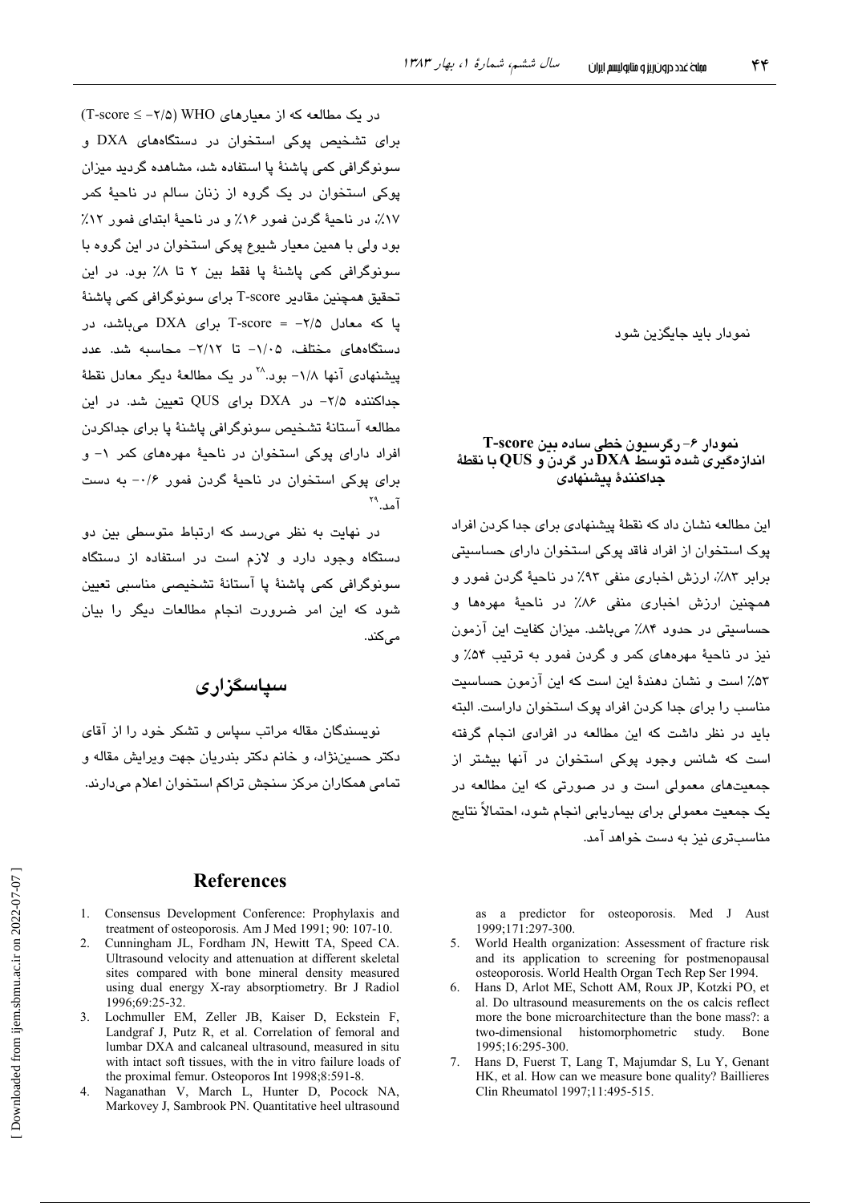نمودار باید جایگزین شود

**نمودار ۶- رگرسیون خطی ساده بین T-score اندازه‌گیری شده توسط DXA در گردن و QUS با نقطهٔ جداکنندهٔ پیشنهادی**

این مطالعه نشان داد که نقطهٔ پیشنهادی برای جدا کردن افراد پوک استخوان از افراد فاقد پوکی استخوان دارای حساسیتی برابر ۸۳٪، ارزش اخباری منفی ۹۳٪ در ناحیهٔ گردن فمور و همچنین ارزش اخباری منفی ۸۶٪ در ناحیهٔ مهره‌ها و حساسیتی در حدود ۸۴٪ می‌باشد. میزان کفایت این آزمون نیز در ناحیهٔ مهره‌های کمر و گردن فمور به ترتیب ۵۴٪ و ۵۳٪ است و نشان دهندهٔ این است که این آزمون حساسیت مناسب را برای جدا کردن افراد پوک استخوان داراست. البته باید در نظر داشت که این مطالعه در افرادی انجام گرفته است که شانس وجود پوکی استخوان در آنها بیشتر از جمعیت‌های معمولی است و در صورتی که این مطالعه در یک جمعیت معمولی برای بیماریابی انجام شود، احتمالاً نتایج مناسب‌تری نیز به دست خواهد آمد.

در یک مطالعه که از معیارهای WHO (T-score ≤ −۲/۵) برای تشخیص پوکی استخوان در دستگاه‌های DXA و سونوگرافی کمی پاشنهٔ پا استفاده شد، مشاهده گردید میزان پوکی استخوان در یک گروه از زنان سالم در ناحیهٔ کمر ۱۷٪، در ناحیهٔ گردن فمور ۱۶٪ و در ناحیهٔ ابتدای فمور ۱۲٪ بود ولی با همین معیار شیوع پوکی استخوان در این گروه با سونوگرافی کمی پاشنهٔ پا فقط بین ۲ تا ۸٪ بود. در این تحقیق همچنین مقادیر T-score برای سونوگرافی کمی پاشنهٔ پا که معادل T-score = −۲/۵ برای DXA می‌باشد، در دستگاه‌های مختلف، ۱/۰۵- تا ۲/۱۲- محاسبه شد. عدد پیشنهادی آنها ۱/۸- بود.[۲۸] در یک مطالعهٔ دیگر معادل نقطهٔ جداکننده ۲/۵- در DXA برای QUS تعیین شد. در این مطالعه آستانهٔ تشخیص سونوگرافی پاشنهٔ پا برای جداکردن افراد دارای پوکی استخوان در ناحیهٔ مهره‌های کمر ۱- و برای پوکی استخوان در ناحیهٔ گردن فمور ۰/۶- به دست آمد.[۲۹]

در نهایت به نظر می‌رسد که ارتباط متوسطی بین دو دستگاه وجود دارد و لازم است در استفاده از دستگاه سونوگرافی کمی پاشنهٔ پا آستانهٔ تشخیصی مناسبی تعیین شود که این امر ضرورت انجام مطالعات دیگر را بیان می‌کند.

## سپاسگزاری

نویسندگان مقاله مراتب سپاس و تشکر خود را از آقای دکتر حسین‌نژاد، و خانم دکتر بندریان جهت ویرایش مقاله و تمامی همکاران مرکز سنجش تراکم استخوان اعلام می‌دارند.

## References

1. Consensus Development Conference: Prophylaxis and treatment of osteoporosis. Am J Med 1991; 90: 107-10.
2. Cunningham JL, Fordham JN, Hewitt TA, Speed CA. Ultrasound velocity and attenuation at different skeletal sites compared with bone mineral density measured using dual energy X-ray absorptiometry. Br J Radiol 1996;69:25-32.
3. Lochmuller EM, Zeller JB, Kaiser D, Eckstein F, Landgraf J, Putz R, et al. Correlation of femoral and lumbar DXA and calcaneal ultrasound, measured in situ with intact soft tissues, with the in vitro failure loads of the proximal femur. Osteoporos Int 1998;8:591-8.
4. Naganathan V, March L, Hunter D, Pocock NA, Markovey J, Sambrook PN. Quantitative heel ultrasound as a predictor for osteoporosis. Med J Aust 1999;171:297-300.
5. World Health organization: Assessment of fracture risk and its application to screening for postmenopausal osteoporosis. World Health Organ Tech Rep Ser 1994.
6. Hans D, Arlot ME, Schott AM, Roux JP, Kotzki PO, et al. Do ultrasound measurements on the os calcis reflect more the bone microarchitecture than the bone mass?: a two-dimensional histomorphometric study. Bone 1995;16:295-300.
7. Hans D, Fuerst T, Lang T, Majumdar S, Lu Y, Genant HK, et al. How can we measure bone quality? Baillieres Clin Rheumatol 1997;11:495-515.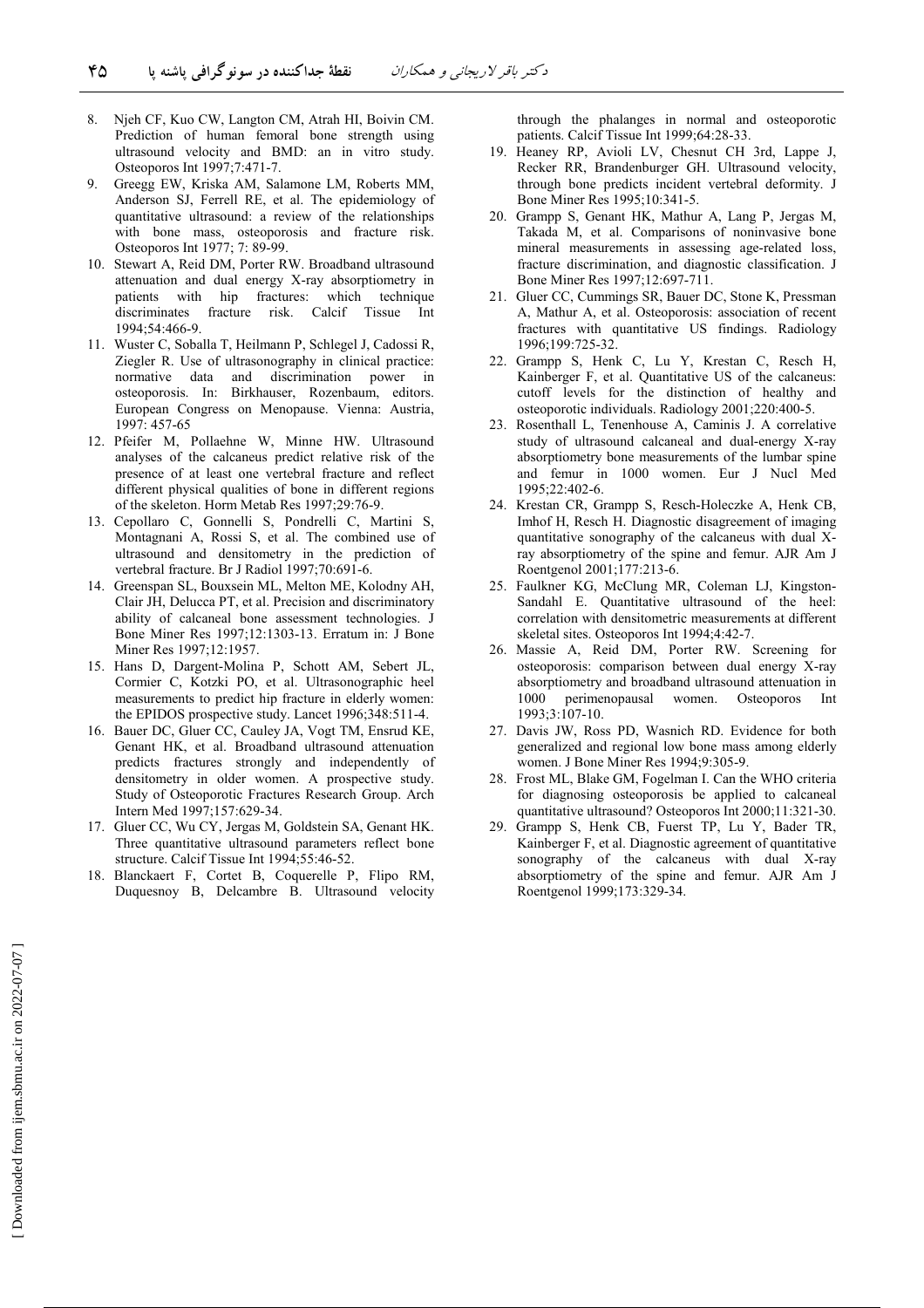8. Njeh CF, Kuo CW, Langton CM, Atrah HI, Boivin CM. Prediction of human femoral bone strength using ultrasound velocity and BMD: an in vitro study. Osteoporos Int 1997;7:471-7.
9. Greegg EW, Kriska AM, Salamone LM, Roberts MM, Anderson SJ, Ferrell RE, et al. The epidemiology of quantitative ultrasound: a review of the relationships with bone mass, osteoporosis and fracture risk. Osteoporos Int 1977; 7: 89-99.
10. Stewart A, Reid DM, Porter RW. Broadband ultrasound attenuation and dual energy X-ray absorptiometry in patients with hip fractures: which technique discriminates fracture risk. Calcif Tissue Int 1994;54:466-9.
11. Wuster C, Soballa T, Heilmann P, Schlegel J, Cadossi R, Ziegler R. Use of ultrasonography in clinical practice: normative data and discrimination power in osteoporosis. In: Birkhauser, Rozenbaum, editors. European Congress on Menopause. Vienna: Austria, 1997: 457-65
12. Pfeifer M, Pollaehne W, Minne HW. Ultrasound analyses of the calcaneus predict relative risk of the presence of at least one vertebral fracture and reflect different physical qualities of bone in different regions of the skeleton. Horm Metab Res 1997;29:76-9.
13. Cepollaro C, Gonnelli S, Pondrelli C, Martini S, Montagnani A, Rossi S, et al. The combined use of ultrasound and densitometry in the prediction of vertebral fracture. Br J Radiol 1997;70:691-6.
14. Greenspan SL, Bouxsein ML, Melton ME, Kolodny AH, Clair JH, Delucca PT, et al. Precision and discriminatory ability of calcaneal bone assessment technologies. J Bone Miner Res 1997;12:1303-13. Erratum in: J Bone Miner Res 1997;12:1957.
15. Hans D, Dargent-Molina P, Schott AM, Sebert JL, Cormier C, Kotzki PO, et al. Ultrasonographic heel measurements to predict hip fracture in elderly women: the EPIDOS prospective study. Lancet 1996;348:511-4.
16. Bauer DC, Gluer CC, Cauley JA, Vogt TM, Ensrud KE, Genant HK, et al. Broadband ultrasound attenuation predicts fractures strongly and independently of densitometry in older women. A prospective study. Study of Osteoporotic Fractures Research Group. Arch Intern Med 1997;157:629-34.
17. Gluer CC, Wu CY, Jergas M, Goldstein SA, Genant HK. Three quantitative ultrasound parameters reflect bone structure. Calcif Tissue Int 1994;55:46-52.
18. Blanckaert F, Cortet B, Coquerelle P, Flipo RM, Duquesnoy B, Delcambre B. Ultrasound velocity through the phalanges in normal and osteoporotic patients. Calcif Tissue Int 1999;64:28-33.
19. Heaney RP, Avioli LV, Chesnut CH 3rd, Lappe J, Recker RR, Brandenburger GH. Ultrasound velocity, through bone predicts incident vertebral deformity. J Bone Miner Res 1995;10:341-5.
20. Grampp S, Genant HK, Mathur A, Lang P, Jergas M, Takada M, et al. Comparisons of noninvasive bone mineral measurements in assessing age-related loss, fracture discrimination, and diagnostic classification. J Bone Miner Res 1997;12:697-711.
21. Gluer CC, Cummings SR, Bauer DC, Stone K, Pressman A, Mathur A, et al. Osteoporosis: association of recent fractures with quantitative US findings. Radiology 1996;199:725-32.
22. Grampp S, Henk C, Lu Y, Krestan C, Resch H, Kainberger F, et al. Quantitative US of the calcaneus: cutoff levels for the distinction of healthy and osteoporotic individuals. Radiology 2001;220:400-5.
23. Rosenthall L, Tenenhouse A, Caminis J. A correlative study of ultrasound calcaneal and dual-energy X-ray absorptiometry bone measurements of the lumbar spine and femur in 1000 women. Eur J Nucl Med 1995;22:402-6.
24. Krestan CR, Grampp S, Resch-Holeczke A, Henk CB, Imhof H, Resch H. Diagnostic disagreement of imaging quantitative sonography of the calcaneus with dual X-ray absorptiometry of the spine and femur. AJR Am J Roentgenol 2001;177:213-6.
25. Faulkner KG, McClung MR, Coleman LJ, Kingston-Sandahl E. Quantitative ultrasound of the heel: correlation with densitometric measurements at different skeletal sites. Osteoporos Int 1994;4:42-7.
26. Massie A, Reid DM, Porter RW. Screening for osteoporosis: comparison between dual energy X-ray absorptiometry and broadband ultrasound attenuation in 1000 perimenopausal women. Osteoporos Int 1993;3:107-10.
27. Davis JW, Ross PD, Wasnich RD. Evidence for both generalized and regional low bone mass among elderly women. J Bone Miner Res 1994;9:305-9.
28. Frost ML, Blake GM, Fogelman I. Can the WHO criteria for diagnosing osteoporosis be applied to calcaneal quantitative ultrasound? Osteoporos Int 2000;11:321-30.
29. Grampp S, Henk CB, Fuerst TP, Lu Y, Bader TR, Kainberger F, et al. Diagnostic agreement of quantitative sonography of the calcaneus with dual X-ray absorptiometry of the spine and femur. AJR Am J Roentgenol 1999;173:329-34.